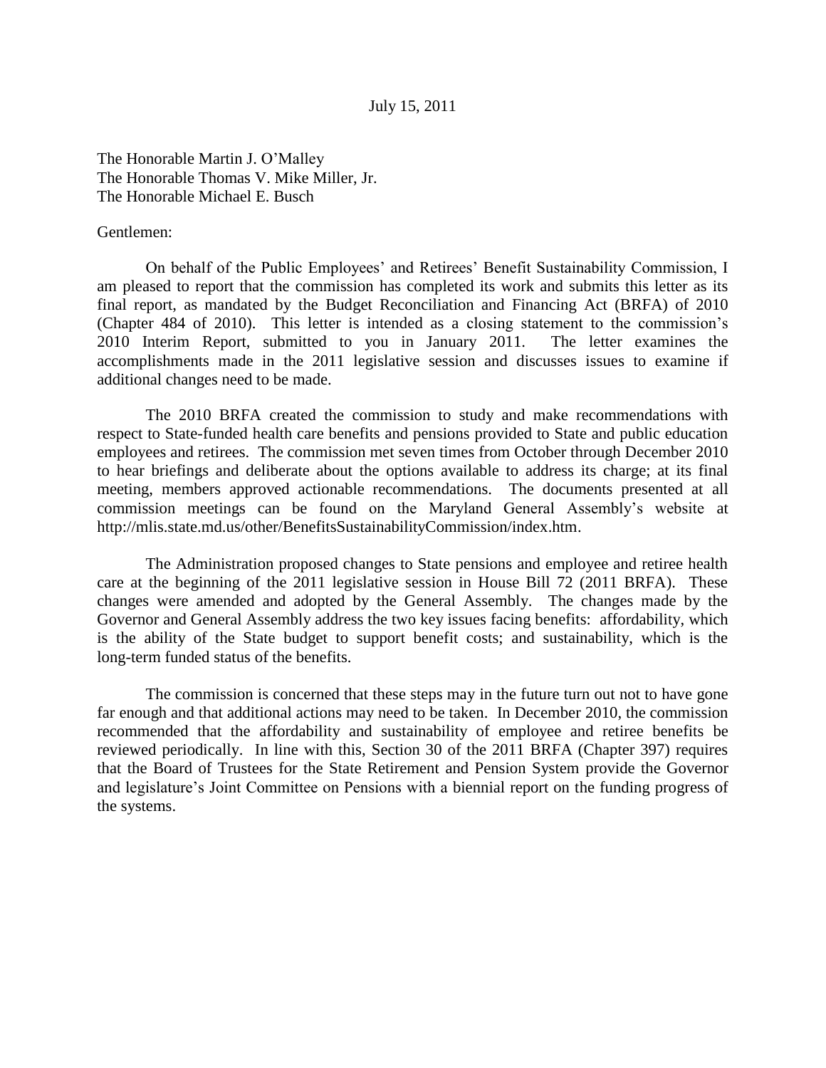July 15, 2011

The Honorable Martin J. O'Malley
The Honorable Thomas V. Mike Miller, Jr.
The Honorable Michael E. Busch

Gentlemen:

On behalf of the Public Employees' and Retirees' Benefit Sustainability Commission, I am pleased to report that the commission has completed its work and submits this letter as its final report, as mandated by the Budget Reconciliation and Financing Act (BRFA) of 2010 (Chapter 484 of 2010). This letter is intended as a closing statement to the commission's 2010 Interim Report, submitted to you in January 2011. The letter examines the accomplishments made in the 2011 legislative session and discusses issues to examine if additional changes need to be made.

The 2010 BRFA created the commission to study and make recommendations with respect to State-funded health care benefits and pensions provided to State and public education employees and retirees. The commission met seven times from October through December 2010 to hear briefings and deliberate about the options available to address its charge; at its final meeting, members approved actionable recommendations. The documents presented at all commission meetings can be found on the Maryland General Assembly's website at http://mlis.state.md.us/other/BenefitsSustainabilityCommission/index.htm.

The Administration proposed changes to State pensions and employee and retiree health care at the beginning of the 2011 legislative session in House Bill 72 (2011 BRFA). These changes were amended and adopted by the General Assembly. The changes made by the Governor and General Assembly address the two key issues facing benefits: affordability, which is the ability of the State budget to support benefit costs; and sustainability, which is the long-term funded status of the benefits.

The commission is concerned that these steps may in the future turn out not to have gone far enough and that additional actions may need to be taken. In December 2010, the commission recommended that the affordability and sustainability of employee and retiree benefits be reviewed periodically. In line with this, Section 30 of the 2011 BRFA (Chapter 397) requires that the Board of Trustees for the State Retirement and Pension System provide the Governor and legislature's Joint Committee on Pensions with a biennial report on the funding progress of the systems.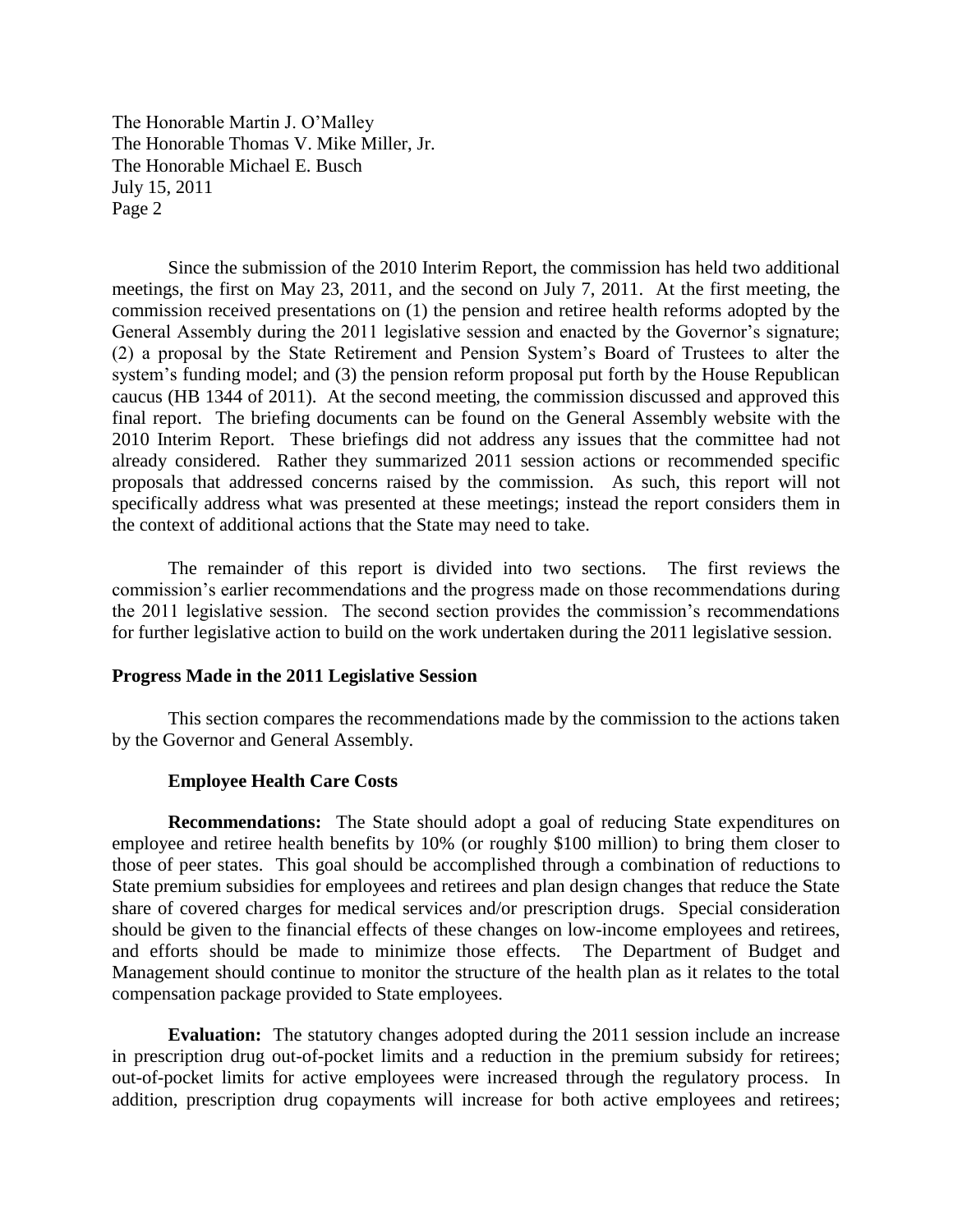Since the submission of the 2010 Interim Report, the commission has held two additional meetings, the first on May 23, 2011, and the second on July 7, 2011. At the first meeting, the commission received presentations on (1) the pension and retiree health reforms adopted by the General Assembly during the 2011 legislative session and enacted by the Governor's signature; (2) a proposal by the State Retirement and Pension System's Board of Trustees to alter the system's funding model; and (3) the pension reform proposal put forth by the House Republican caucus (HB 1344 of 2011). At the second meeting, the commission discussed and approved this final report. The briefing documents can be found on the General Assembly website with the 2010 Interim Report. These briefings did not address any issues that the committee had not already considered. Rather they summarized 2011 session actions or recommended specific proposals that addressed concerns raised by the commission. As such, this report will not specifically address what was presented at these meetings; instead the report considers them in the context of additional actions that the State may need to take.

The remainder of this report is divided into two sections. The first reviews the commission's earlier recommendations and the progress made on those recommendations during the 2011 legislative session. The second section provides the commission's recommendations for further legislative action to build on the work undertaken during the 2011 legislative session.

## Progress Made in the 2011 Legislative Session

This section compares the recommendations made by the commission to the actions taken by the Governor and General Assembly.

### Employee Health Care Costs

**Recommendations:** The State should adopt a goal of reducing State expenditures on employee and retiree health benefits by 10% (or roughly $100 million) to bring them closer to those of peer states. This goal should be accomplished through a combination of reductions to State premium subsidies for employees and retirees and plan design changes that reduce the State share of covered charges for medical services and/or prescription drugs. Special consideration should be given to the financial effects of these changes on low-income employees and retirees, and efforts should be made to minimize those effects. The Department of Budget and Management should continue to monitor the structure of the health plan as it relates to the total compensation package provided to State employees.

**Evaluation:** The statutory changes adopted during the 2011 session include an increase in prescription drug out-of-pocket limits and a reduction in the premium subsidy for retirees; out-of-pocket limits for active employees were increased through the regulatory process. In addition, prescription drug copayments will increase for both active employees and retirees;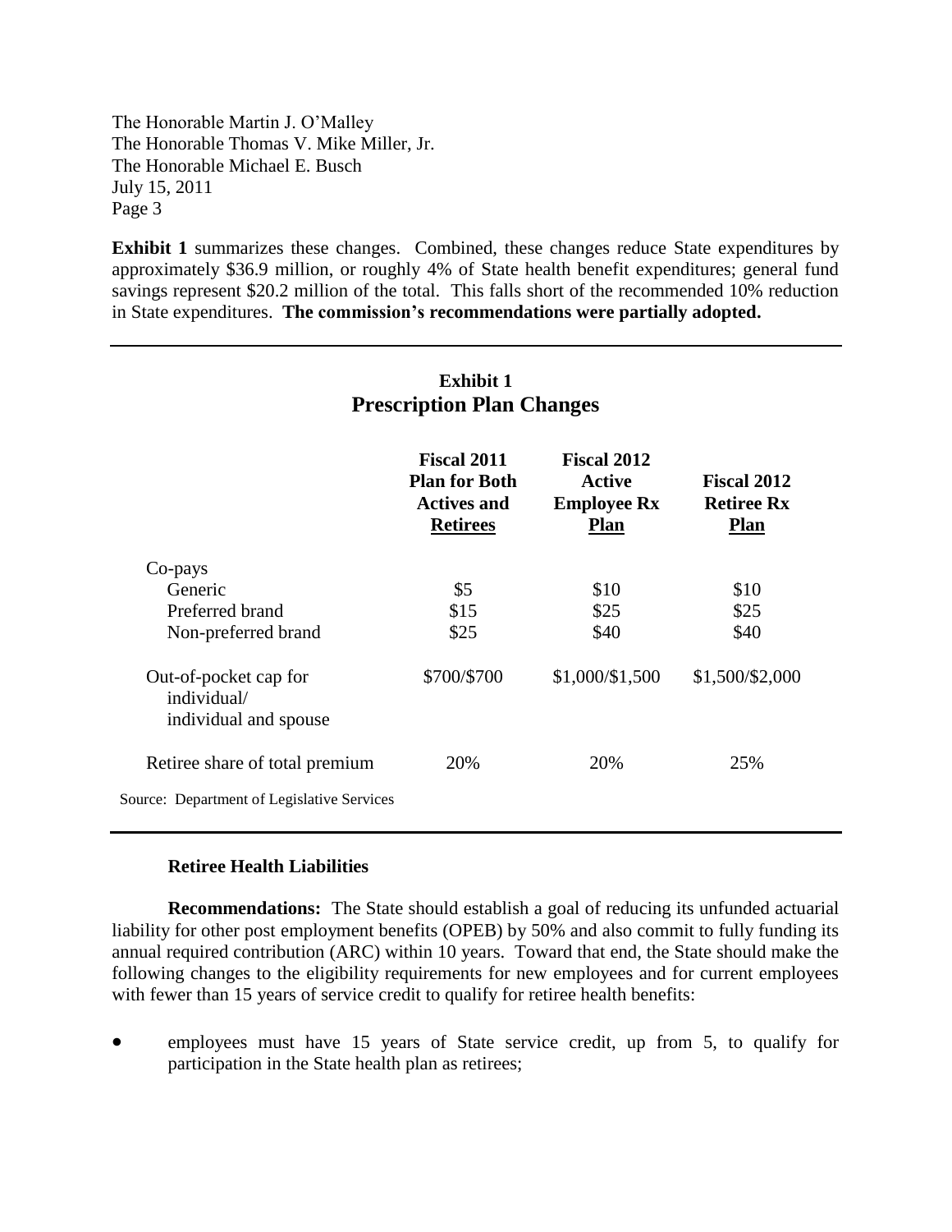**Exhibit 1** summarizes these changes. Combined, these changes reduce State expenditures by approximately $36.9 million, or roughly 4% of State health benefit expenditures; general fund savings represent $20.2 million of the total. This falls short of the recommended 10% reduction in State expenditures. **The commission's recommendations were partially adopted.**

**Exhibit 1**
**Prescription Plan Changes**

| | Fiscal 2011 Plan for Both Actives and Retirees | Fiscal 2012 Active Employee Rx Plan | Fiscal 2012 Retiree Rx Plan |
|---|---|---|---|
| Co-pays | | | |
| Generic | $5 | $10 | $10 |
| Preferred brand | $15 | $25 | $25 |
| Non-preferred brand | $25 | $40 | $40 |
| Out-of-pocket cap for individual/ individual and spouse | $700/$700 | $1,000/$1,500 | $1,500/$2,000 |
| Retiree share of total premium | 20% | 20% | 25% |

Source: Department of Legislative Services

### Retiree Health Liabilities

**Recommendations:** The State should establish a goal of reducing its unfunded actuarial liability for other post employment benefits (OPEB) by 50% and also commit to fully funding its annual required contribution (ARC) within 10 years. Toward that end, the State should make the following changes to the eligibility requirements for new employees and for current employees with fewer than 15 years of service credit to qualify for retiree health benefits:

- employees must have 15 years of State service credit, up from 5, to qualify for participation in the State health plan as retirees;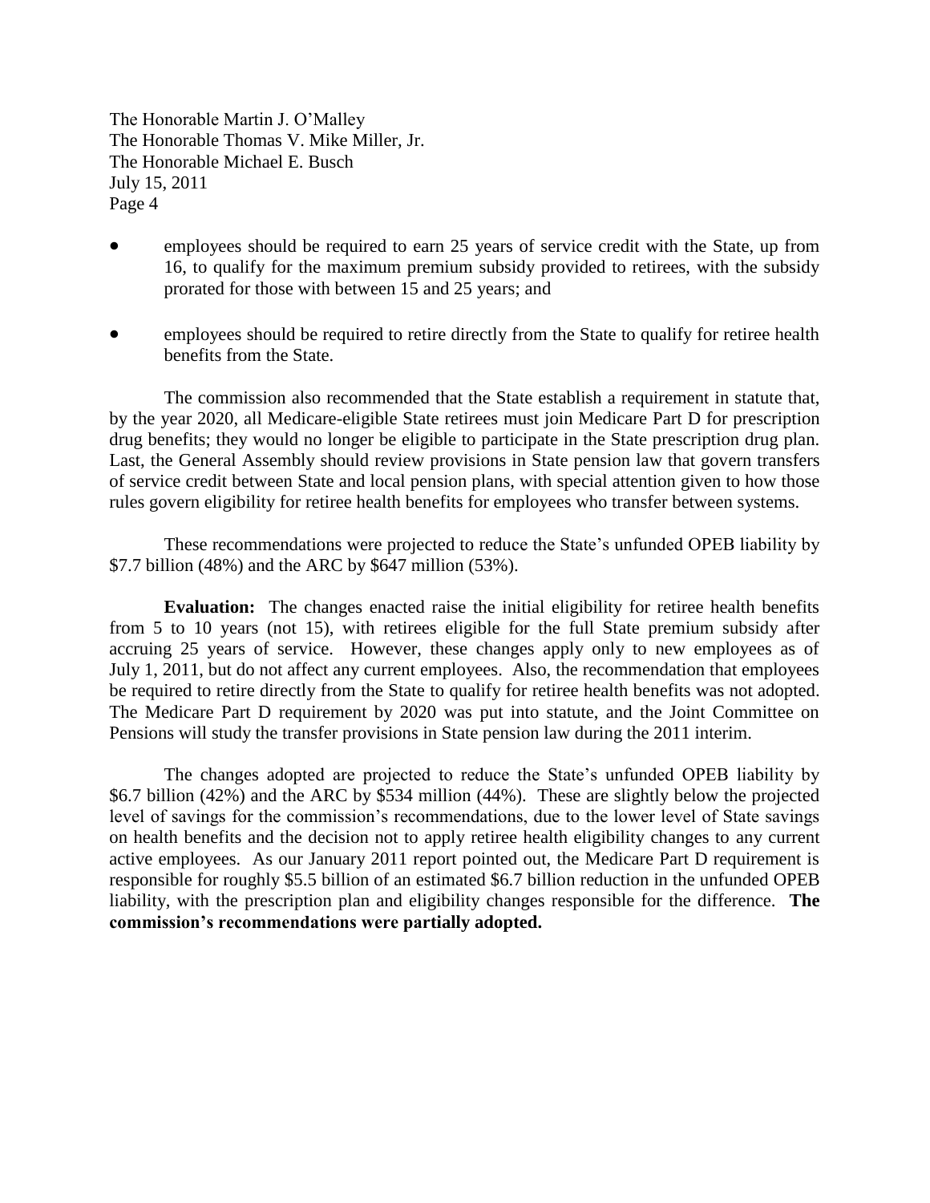- employees should be required to earn 25 years of service credit with the State, up from 16, to qualify for the maximum premium subsidy provided to retirees, with the subsidy prorated for those with between 15 and 25 years; and
- employees should be required to retire directly from the State to qualify for retiree health benefits from the State.

The commission also recommended that the State establish a requirement in statute that, by the year 2020, all Medicare-eligible State retirees must join Medicare Part D for prescription drug benefits; they would no longer be eligible to participate in the State prescription drug plan. Last, the General Assembly should review provisions in State pension law that govern transfers of service credit between State and local pension plans, with special attention given to how those rules govern eligibility for retiree health benefits for employees who transfer between systems.

These recommendations were projected to reduce the State's unfunded OPEB liability by $7.7 billion (48%) and the ARC by $647 million (53%).

**Evaluation:** The changes enacted raise the initial eligibility for retiree health benefits from 5 to 10 years (not 15), with retirees eligible for the full State premium subsidy after accruing 25 years of service. However, these changes apply only to new employees as of July 1, 2011, but do not affect any current employees. Also, the recommendation that employees be required to retire directly from the State to qualify for retiree health benefits was not adopted. The Medicare Part D requirement by 2020 was put into statute, and the Joint Committee on Pensions will study the transfer provisions in State pension law during the 2011 interim.

The changes adopted are projected to reduce the State's unfunded OPEB liability by $6.7 billion (42%) and the ARC by $534 million (44%). These are slightly below the projected level of savings for the commission's recommendations, due to the lower level of State savings on health benefits and the decision not to apply retiree health eligibility changes to any current active employees. As our January 2011 report pointed out, the Medicare Part D requirement is responsible for roughly $5.5 billion of an estimated $6.7 billion reduction in the unfunded OPEB liability, with the prescription plan and eligibility changes responsible for the difference. **The commission's recommendations were partially adopted.**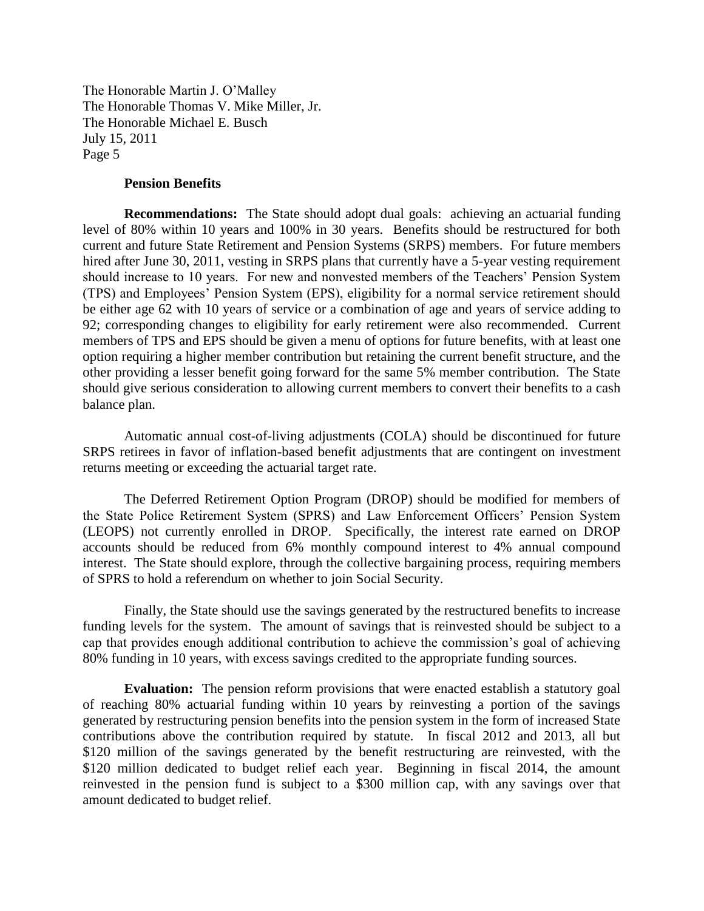## Pension Benefits

**Recommendations:** The State should adopt dual goals: achieving an actuarial funding level of 80% within 10 years and 100% in 30 years. Benefits should be restructured for both current and future State Retirement and Pension Systems (SRPS) members. For future members hired after June 30, 2011, vesting in SRPS plans that currently have a 5-year vesting requirement should increase to 10 years. For new and nonvested members of the Teachers' Pension System (TPS) and Employees' Pension System (EPS), eligibility for a normal service retirement should be either age 62 with 10 years of service or a combination of age and years of service adding to 92; corresponding changes to eligibility for early retirement were also recommended. Current members of TPS and EPS should be given a menu of options for future benefits, with at least one option requiring a higher member contribution but retaining the current benefit structure, and the other providing a lesser benefit going forward for the same 5% member contribution. The State should give serious consideration to allowing current members to convert their benefits to a cash balance plan.

Automatic annual cost-of-living adjustments (COLA) should be discontinued for future SRPS retirees in favor of inflation-based benefit adjustments that are contingent on investment returns meeting or exceeding the actuarial target rate.

The Deferred Retirement Option Program (DROP) should be modified for members of the State Police Retirement System (SPRS) and Law Enforcement Officers' Pension System (LEOPS) not currently enrolled in DROP. Specifically, the interest rate earned on DROP accounts should be reduced from 6% monthly compound interest to 4% annual compound interest. The State should explore, through the collective bargaining process, requiring members of SPRS to hold a referendum on whether to join Social Security.

Finally, the State should use the savings generated by the restructured benefits to increase funding levels for the system. The amount of savings that is reinvested should be subject to a cap that provides enough additional contribution to achieve the commission's goal of achieving 80% funding in 10 years, with excess savings credited to the appropriate funding sources.

**Evaluation:** The pension reform provisions that were enacted establish a statutory goal of reaching 80% actuarial funding within 10 years by reinvesting a portion of the savings generated by restructuring pension benefits into the pension system in the form of increased State contributions above the contribution required by statute. In fiscal 2012 and 2013, all but \$120 million of the savings generated by the benefit restructuring are reinvested, with the \$120 million dedicated to budget relief each year. Beginning in fiscal 2014, the amount reinvested in the pension fund is subject to a \$300 million cap, with any savings over that amount dedicated to budget relief.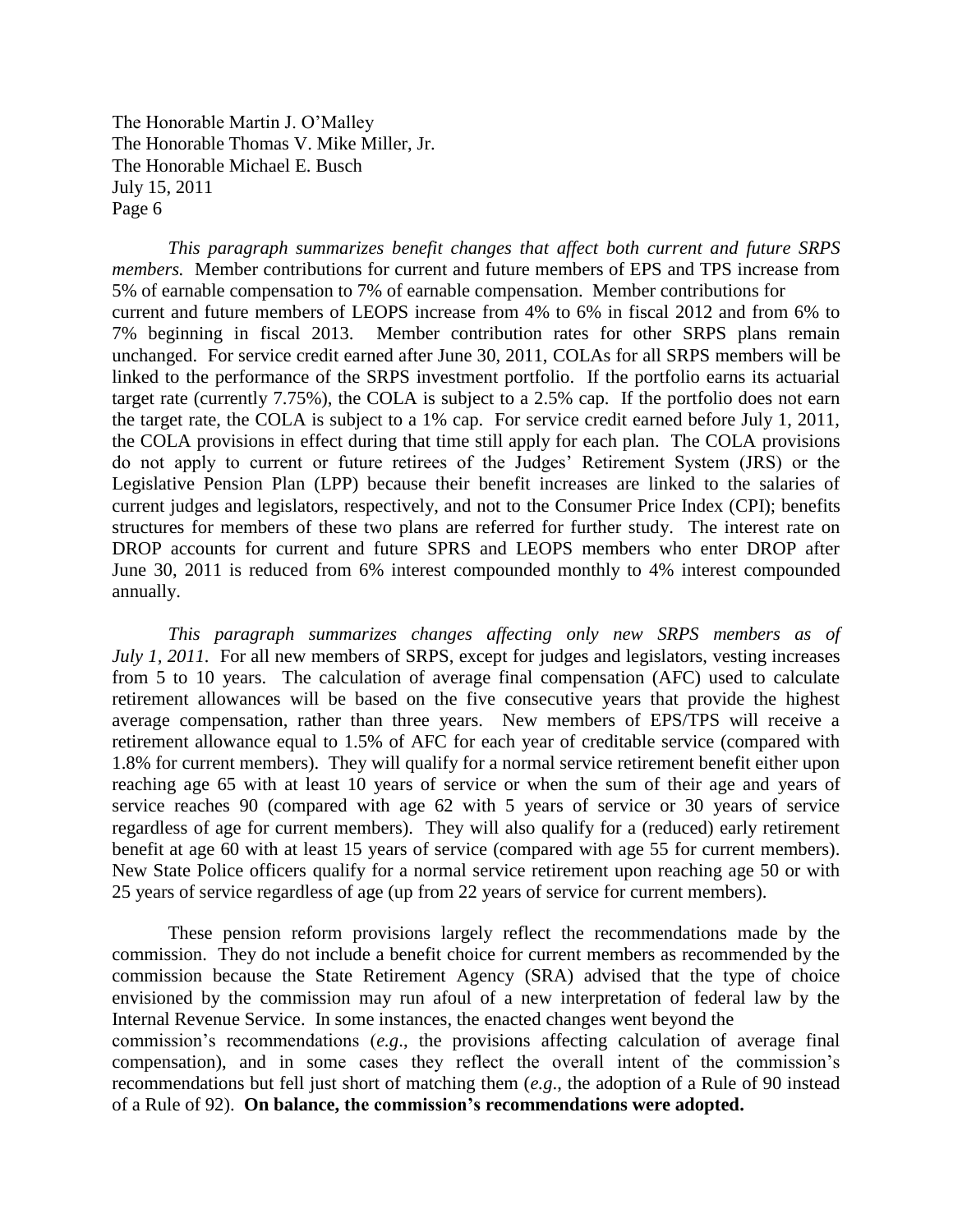*This paragraph summarizes benefit changes that affect both current and future SRPS members.* Member contributions for current and future members of EPS and TPS increase from 5% of earnable compensation to 7% of earnable compensation. Member contributions for current and future members of LEOPS increase from 4% to 6% in fiscal 2012 and from 6% to 7% beginning in fiscal 2013. Member contribution rates for other SRPS plans remain unchanged. For service credit earned after June 30, 2011, COLAs for all SRPS members will be linked to the performance of the SRPS investment portfolio. If the portfolio earns its actuarial target rate (currently 7.75%), the COLA is subject to a 2.5% cap. If the portfolio does not earn the target rate, the COLA is subject to a 1% cap. For service credit earned before July 1, 2011, the COLA provisions in effect during that time still apply for each plan. The COLA provisions do not apply to current or future retirees of the Judges' Retirement System (JRS) or the Legislative Pension Plan (LPP) because their benefit increases are linked to the salaries of current judges and legislators, respectively, and not to the Consumer Price Index (CPI); benefits structures for members of these two plans are referred for further study. The interest rate on DROP accounts for current and future SPRS and LEOPS members who enter DROP after June 30, 2011 is reduced from 6% interest compounded monthly to 4% interest compounded annually.

*This paragraph summarizes changes affecting only new SRPS members as of July 1, 2011.* For all new members of SRPS, except for judges and legislators, vesting increases from 5 to 10 years. The calculation of average final compensation (AFC) used to calculate retirement allowances will be based on the five consecutive years that provide the highest average compensation, rather than three years. New members of EPS/TPS will receive a retirement allowance equal to 1.5% of AFC for each year of creditable service (compared with 1.8% for current members). They will qualify for a normal service retirement benefit either upon reaching age 65 with at least 10 years of service or when the sum of their age and years of service reaches 90 (compared with age 62 with 5 years of service or 30 years of service regardless of age for current members). They will also qualify for a (reduced) early retirement benefit at age 60 with at least 15 years of service (compared with age 55 for current members). New State Police officers qualify for a normal service retirement upon reaching age 50 or with 25 years of service regardless of age (up from 22 years of service for current members).

These pension reform provisions largely reflect the recommendations made by the commission. They do not include a benefit choice for current members as recommended by the commission because the State Retirement Agency (SRA) advised that the type of choice envisioned by the commission may run afoul of a new interpretation of federal law by the Internal Revenue Service. In some instances, the enacted changes went beyond the commission's recommendations (*e.g*., the provisions affecting calculation of average final compensation), and in some cases they reflect the overall intent of the commission's recommendations but fell just short of matching them (*e.g*., the adoption of a Rule of 90 instead of a Rule of 92). **On balance, the commission's recommendations were adopted.**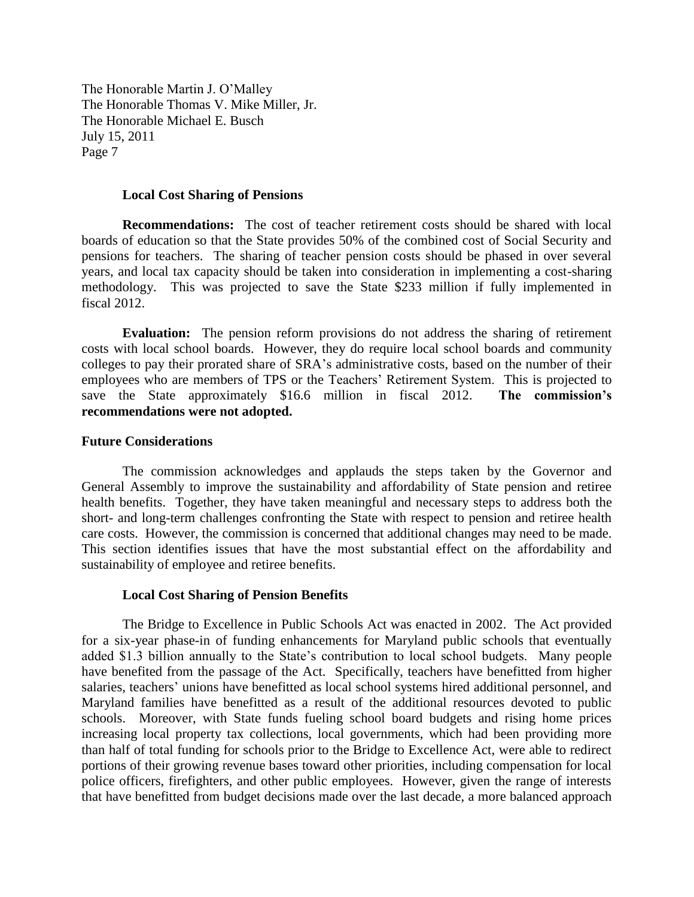#### Local Cost Sharing of Pensions

**Recommendations:** The cost of teacher retirement costs should be shared with local boards of education so that the State provides 50% of the combined cost of Social Security and pensions for teachers. The sharing of teacher pension costs should be phased in over several years, and local tax capacity should be taken into consideration in implementing a cost-sharing methodology. This was projected to save the State \$233 million if fully implemented in fiscal 2012.

**Evaluation:** The pension reform provisions do not address the sharing of retirement costs with local school boards. However, they do require local school boards and community colleges to pay their prorated share of SRA's administrative costs, based on the number of their employees who are members of TPS or the Teachers' Retirement System. This is projected to save the State approximately \$16.6 million in fiscal 2012. **The commission's recommendations were not adopted.**

### Future Considerations

The commission acknowledges and applauds the steps taken by the Governor and General Assembly to improve the sustainability and affordability of State pension and retiree health benefits. Together, they have taken meaningful and necessary steps to address both the short- and long-term challenges confronting the State with respect to pension and retiree health care costs. However, the commission is concerned that additional changes may need to be made. This section identifies issues that have the most substantial effect on the affordability and sustainability of employee and retiree benefits.

#### Local Cost Sharing of Pension Benefits

The Bridge to Excellence in Public Schools Act was enacted in 2002. The Act provided for a six-year phase-in of funding enhancements for Maryland public schools that eventually added \$1.3 billion annually to the State's contribution to local school budgets. Many people have benefited from the passage of the Act. Specifically, teachers have benefitted from higher salaries, teachers' unions have benefitted as local school systems hired additional personnel, and Maryland families have benefitted as a result of the additional resources devoted to public schools. Moreover, with State funds fueling school board budgets and rising home prices increasing local property tax collections, local governments, which had been providing more than half of total funding for schools prior to the Bridge to Excellence Act, were able to redirect portions of their growing revenue bases toward other priorities, including compensation for local police officers, firefighters, and other public employees. However, given the range of interests that have benefitted from budget decisions made over the last decade, a more balanced approach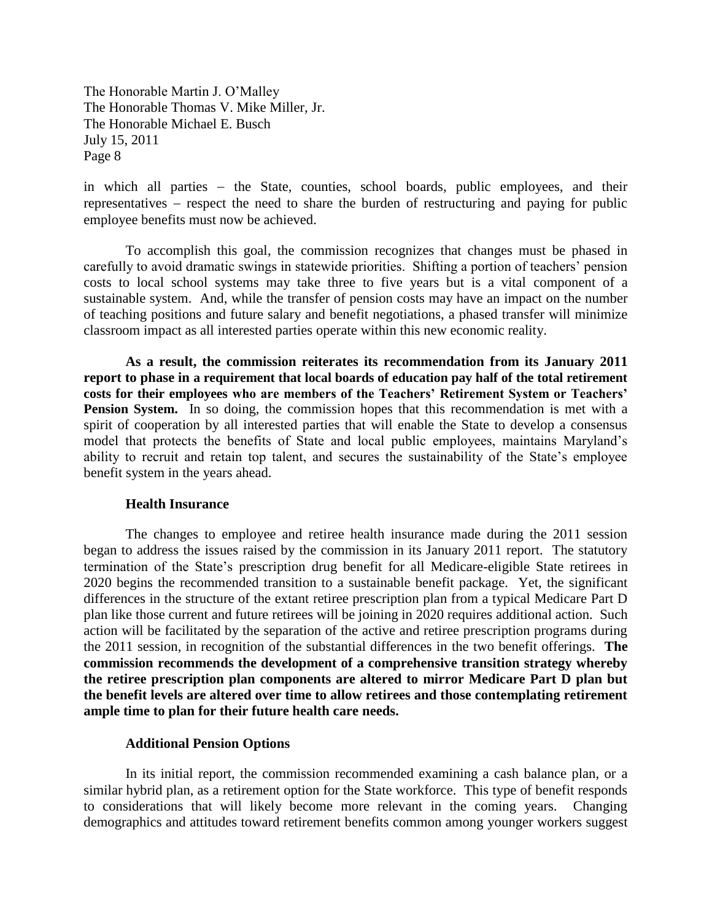in which all parties – the State, counties, school boards, public employees, and their representatives – respect the need to share the burden of restructuring and paying for public employee benefits must now be achieved.

To accomplish this goal, the commission recognizes that changes must be phased in carefully to avoid dramatic swings in statewide priorities. Shifting a portion of teachers' pension costs to local school systems may take three to five years but is a vital component of a sustainable system. And, while the transfer of pension costs may have an impact on the number of teaching positions and future salary and benefit negotiations, a phased transfer will minimize classroom impact as all interested parties operate within this new economic reality.

**As a result, the commission reiterates its recommendation from its January 2011 report to phase in a requirement that local boards of education pay half of the total retirement costs for their employees who are members of the Teachers' Retirement System or Teachers' Pension System.** In so doing, the commission hopes that this recommendation is met with a spirit of cooperation by all interested parties that will enable the State to develop a consensus model that protects the benefits of State and local public employees, maintains Maryland's ability to recruit and retain top talent, and secures the sustainability of the State's employee benefit system in the years ahead.

### Health Insurance

The changes to employee and retiree health insurance made during the 2011 session began to address the issues raised by the commission in its January 2011 report. The statutory termination of the State's prescription drug benefit for all Medicare-eligible State retirees in 2020 begins the recommended transition to a sustainable benefit package. Yet, the significant differences in the structure of the extant retiree prescription plan from a typical Medicare Part D plan like those current and future retirees will be joining in 2020 requires additional action. Such action will be facilitated by the separation of the active and retiree prescription programs during the 2011 session, in recognition of the substantial differences in the two benefit offerings. **The commission recommends the development of a comprehensive transition strategy whereby the retiree prescription plan components are altered to mirror Medicare Part D plan but the benefit levels are altered over time to allow retirees and those contemplating retirement ample time to plan for their future health care needs.**

### Additional Pension Options

In its initial report, the commission recommended examining a cash balance plan, or a similar hybrid plan, as a retirement option for the State workforce. This type of benefit responds to considerations that will likely become more relevant in the coming years. Changing demographics and attitudes toward retirement benefits common among younger workers suggest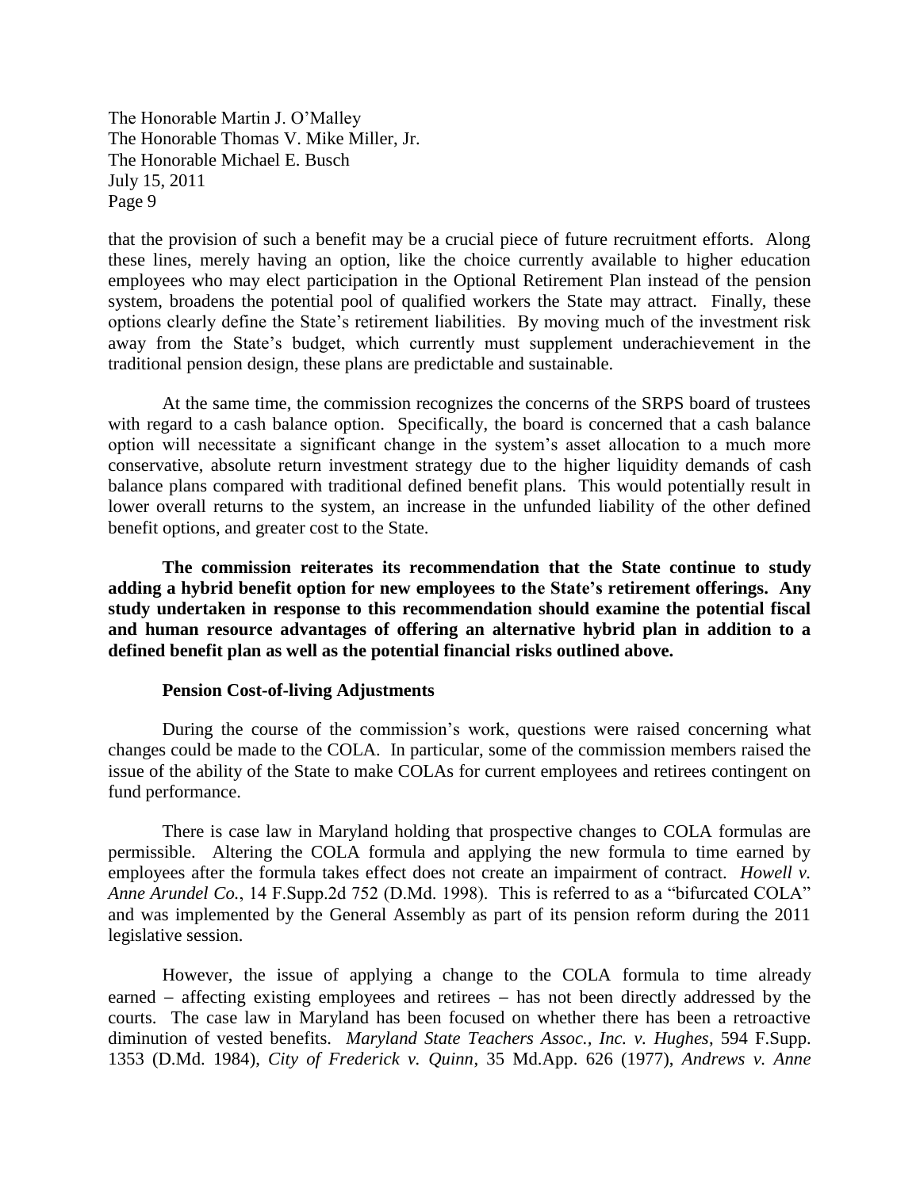that the provision of such a benefit may be a crucial piece of future recruitment efforts. Along these lines, merely having an option, like the choice currently available to higher education employees who may elect participation in the Optional Retirement Plan instead of the pension system, broadens the potential pool of qualified workers the State may attract. Finally, these options clearly define the State's retirement liabilities. By moving much of the investment risk away from the State's budget, which currently must supplement underachievement in the traditional pension design, these plans are predictable and sustainable.

At the same time, the commission recognizes the concerns of the SRPS board of trustees with regard to a cash balance option. Specifically, the board is concerned that a cash balance option will necessitate a significant change in the system's asset allocation to a much more conservative, absolute return investment strategy due to the higher liquidity demands of cash balance plans compared with traditional defined benefit plans. This would potentially result in lower overall returns to the system, an increase in the unfunded liability of the other defined benefit options, and greater cost to the State.

**The commission reiterates its recommendation that the State continue to study adding a hybrid benefit option for new employees to the State's retirement offerings. Any study undertaken in response to this recommendation should examine the potential fiscal and human resource advantages of offering an alternative hybrid plan in addition to a defined benefit plan as well as the potential financial risks outlined above.**

**Pension Cost-of-living Adjustments**

During the course of the commission's work, questions were raised concerning what changes could be made to the COLA. In particular, some of the commission members raised the issue of the ability of the State to make COLAs for current employees and retirees contingent on fund performance.

There is case law in Maryland holding that prospective changes to COLA formulas are permissible. Altering the COLA formula and applying the new formula to time earned by employees after the formula takes effect does not create an impairment of contract. *Howell v. Anne Arundel Co.*, 14 F.Supp.2d 752 (D.Md. 1998). This is referred to as a "bifurcated COLA" and was implemented by the General Assembly as part of its pension reform during the 2011 legislative session.

However, the issue of applying a change to the COLA formula to time already earned − affecting existing employees and retirees − has not been directly addressed by the courts. The case law in Maryland has been focused on whether there has been a retroactive diminution of vested benefits. *Maryland State Teachers Assoc., Inc. v. Hughes*, 594 F.Supp. 1353 (D.Md. 1984), *City of Frederick v. Quinn*, 35 Md.App. 626 (1977), *Andrews v. Anne*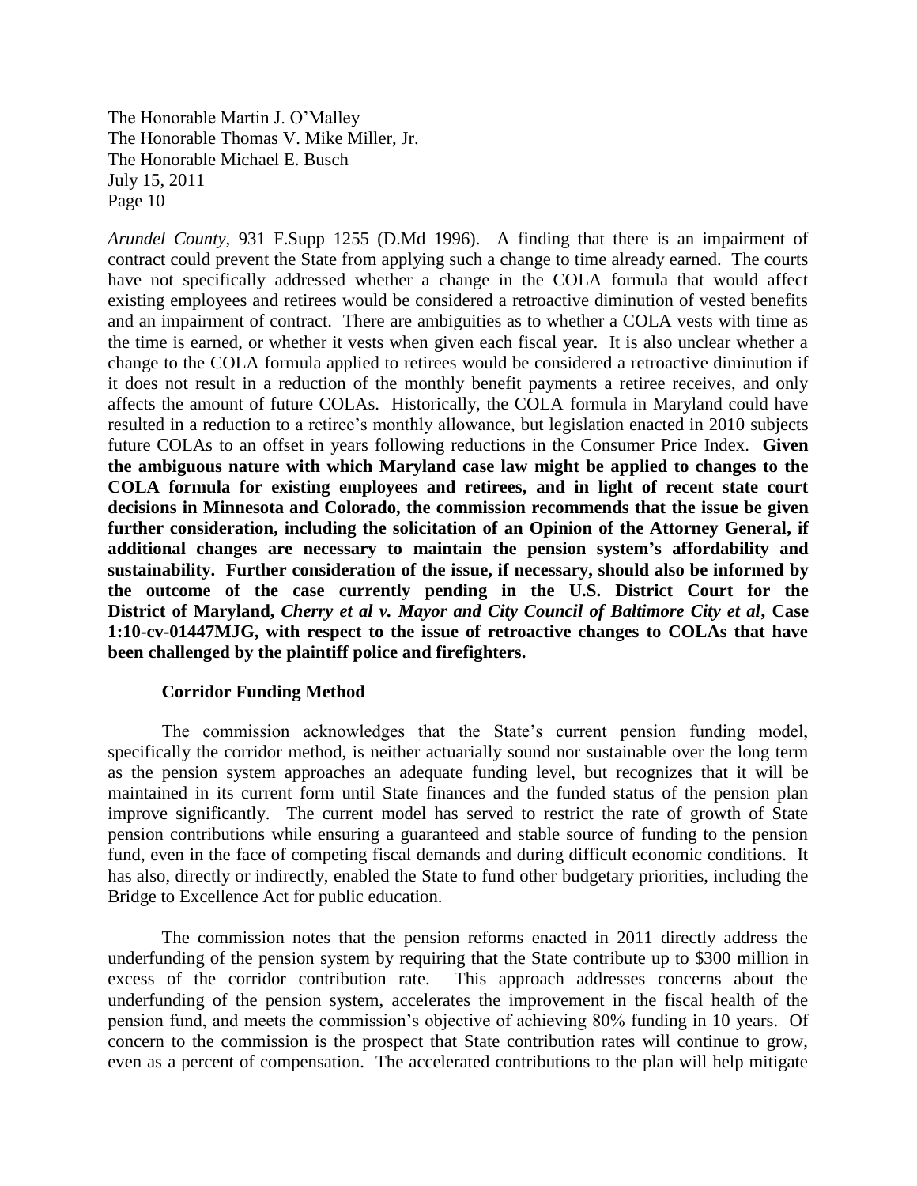*Arundel County*, 931 F.Supp 1255 (D.Md 1996). A finding that there is an impairment of contract could prevent the State from applying such a change to time already earned. The courts have not specifically addressed whether a change in the COLA formula that would affect existing employees and retirees would be considered a retroactive diminution of vested benefits and an impairment of contract. There are ambiguities as to whether a COLA vests with time as the time is earned, or whether it vests when given each fiscal year. It is also unclear whether a change to the COLA formula applied to retirees would be considered a retroactive diminution if it does not result in a reduction of the monthly benefit payments a retiree receives, and only affects the amount of future COLAs. Historically, the COLA formula in Maryland could have resulted in a reduction to a retiree's monthly allowance, but legislation enacted in 2010 subjects future COLAs to an offset in years following reductions in the Consumer Price Index. **Given the ambiguous nature with which Maryland case law might be applied to changes to the COLA formula for existing employees and retirees, and in light of recent state court decisions in Minnesota and Colorado, the commission recommends that the issue be given further consideration, including the solicitation of an Opinion of the Attorney General, if additional changes are necessary to maintain the pension system's affordability and sustainability. Further consideration of the issue, if necessary, should also be informed by the outcome of the case currently pending in the U.S. District Court for the District of Maryland, *Cherry et al v. Mayor and City Council of Baltimore City et al*, Case 1:10-cv-01447MJG, with respect to the issue of retroactive changes to COLAs that have been challenged by the plaintiff police and firefighters.**

**Corridor Funding Method**

The commission acknowledges that the State's current pension funding model, specifically the corridor method, is neither actuarially sound nor sustainable over the long term as the pension system approaches an adequate funding level, but recognizes that it will be maintained in its current form until State finances and the funded status of the pension plan improve significantly. The current model has served to restrict the rate of growth of State pension contributions while ensuring a guaranteed and stable source of funding to the pension fund, even in the face of competing fiscal demands and during difficult economic conditions. It has also, directly or indirectly, enabled the State to fund other budgetary priorities, including the Bridge to Excellence Act for public education.

The commission notes that the pension reforms enacted in 2011 directly address the underfunding of the pension system by requiring that the State contribute up to $300 million in excess of the corridor contribution rate. This approach addresses concerns about the underfunding of the pension system, accelerates the improvement in the fiscal health of the pension fund, and meets the commission's objective of achieving 80% funding in 10 years. Of concern to the commission is the prospect that State contribution rates will continue to grow, even as a percent of compensation. The accelerated contributions to the plan will help mitigate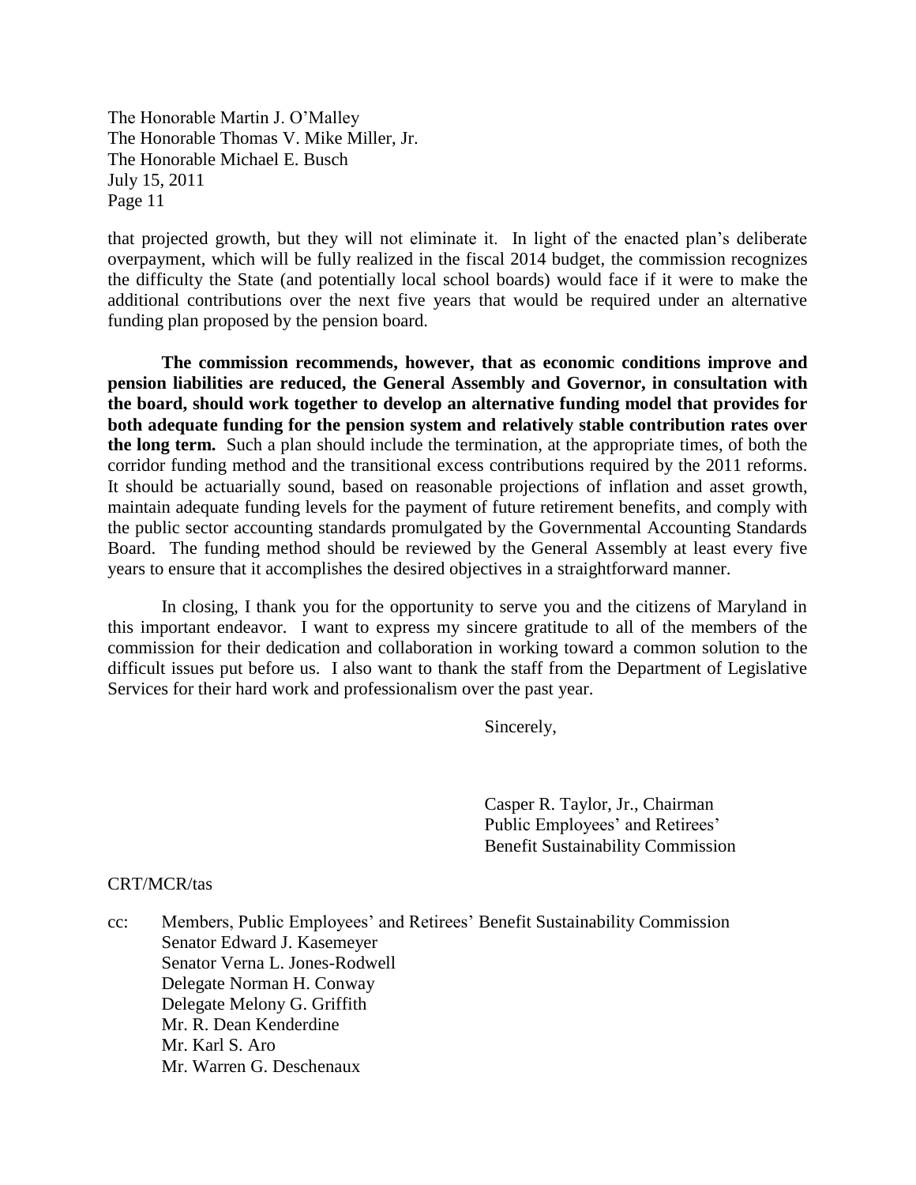that projected growth, but they will not eliminate it. In light of the enacted plan's deliberate overpayment, which will be fully realized in the fiscal 2014 budget, the commission recognizes the difficulty the State (and potentially local school boards) would face if it were to make the additional contributions over the next five years that would be required under an alternative funding plan proposed by the pension board.

**The commission recommends, however, that as economic conditions improve and pension liabilities are reduced, the General Assembly and Governor, in consultation with the board, should work together to develop an alternative funding model that provides for both adequate funding for the pension system and relatively stable contribution rates over the long term.** Such a plan should include the termination, at the appropriate times, of both the corridor funding method and the transitional excess contributions required by the 2011 reforms. It should be actuarially sound, based on reasonable projections of inflation and asset growth, maintain adequate funding levels for the payment of future retirement benefits, and comply with the public sector accounting standards promulgated by the Governmental Accounting Standards Board. The funding method should be reviewed by the General Assembly at least every five years to ensure that it accomplishes the desired objectives in a straightforward manner.

In closing, I thank you for the opportunity to serve you and the citizens of Maryland in this important endeavor. I want to express my sincere gratitude to all of the members of the commission for their dedication and collaboration in working toward a common solution to the difficult issues put before us. I also want to thank the staff from the Department of Legislative Services for their hard work and professionalism over the past year.

Sincerely,

Casper R. Taylor, Jr., Chairman
Public Employees' and Retirees'
Benefit Sustainability Commission

CRT/MCR/tas

cc: Members, Public Employees' and Retirees' Benefit Sustainability Commission
Senator Edward J. Kasemeyer
Senator Verna L. Jones-Rodwell
Delegate Norman H. Conway
Delegate Melony G. Griffith
Mr. R. Dean Kenderdine
Mr. Karl S. Aro
Mr. Warren G. Deschenaux